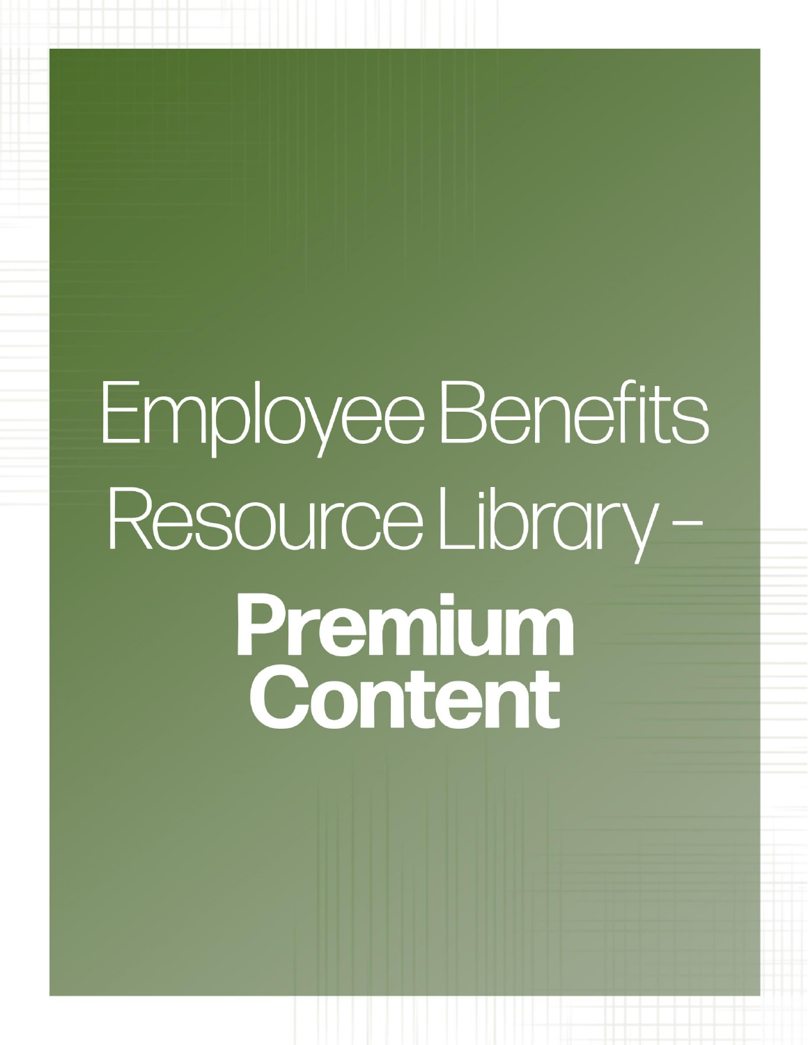# Employee Benefits Resource Library – **Premium Content**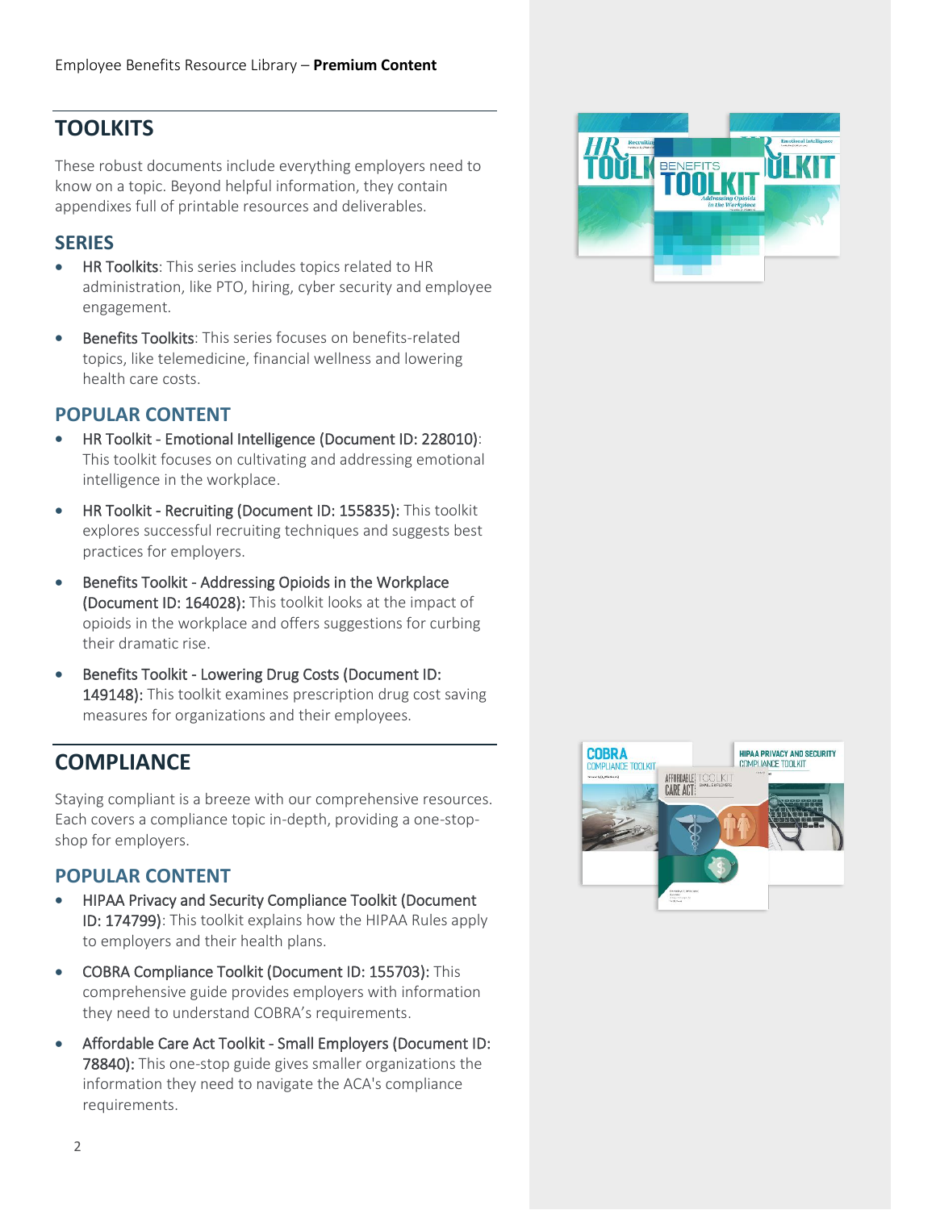## TOOLKITS

These robust documents include everything employers need to know on a topic. Beyond helpful information, they contain appendixes full of printable resources and deliverables.

### SERIES

- HR Toolkits: This series includes topics related to HR administration, like PTO, hiring, cyber security and employee engagement.
- Benefits Toolkits: This series focuses on benefits-related topics, like telemedicine, financial wellness and lowering health care costs.

### POPULAR CONTENT

- HR Toolkit - Emotional Intelligence (Document ID: 228010): This toolkit focuses on cultivating and addressing emotional intelligence in the workplace.
- HR Toolkit - Recruiting (Document ID: 155835): This toolkit explores successful recruiting techniques and suggests best practices for employers.
- Benefits Toolkit - Addressing Opioids in the Workplace (Document ID: 164028): This toolkit looks at the impact of opioids in the workplace and offers suggestions for curbing their dramatic rise.
- Benefits Toolkit - Lowering Drug Costs (Document ID: 149148): This toolkit examines prescription drug cost saving measures for organizations and their employees.

## COMPLIANCE

Staying compliant is a breeze with our comprehensive resources. Each covers a compliance topic in-depth, providing a one-stop-shop for employers.

### POPULAR CONTENT

- HIPAA Privacy and Security Compliance Toolkit (Document ID: 174799): This toolkit explains how the HIPAA Rules apply to employers and their health plans.
- COBRA Compliance Toolkit (Document ID: 155703): This comprehensive guide provides employers with information they need to understand COBRA's requirements.
- Affordable Care Act Toolkit - Small Employers (Document ID: 78840): This one-stop guide gives smaller organizations the information they need to navigate the ACA's compliance requirements.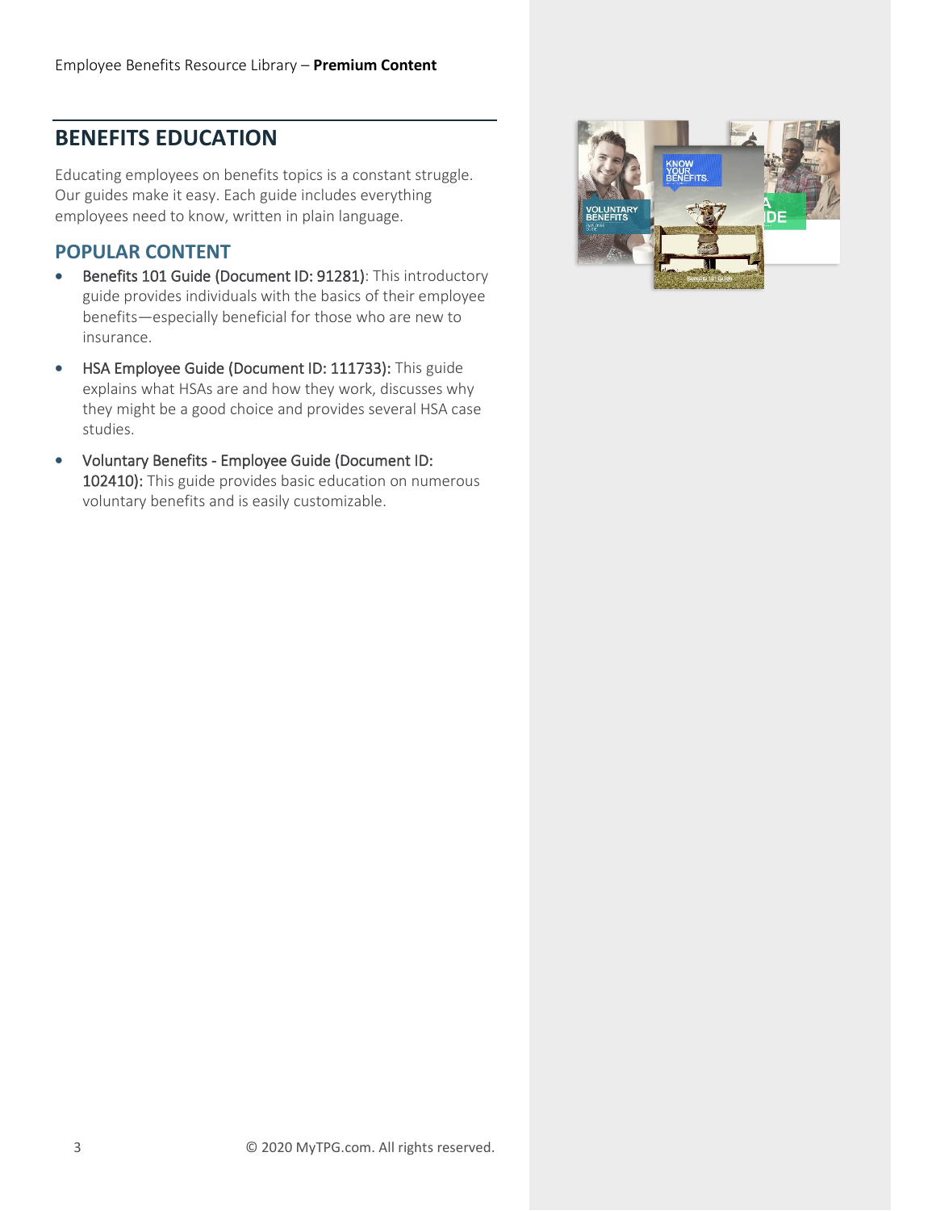## BENEFITS EDUCATION

Educating employees on benefits topics is a constant struggle. Our guides make it easy. Each guide includes everything employees need to know, written in plain language.

### POPULAR CONTENT

- Benefits 101 Guide (Document ID: 91281): This introductory guide provides individuals with the basics of their employee benefits—especially beneficial for those who are new to insurance.
- HSA Employee Guide (Document ID: 111733): This guide explains what HSAs are and how they work, discusses why they might be a good choice and provides several HSA case studies.
- Voluntary Benefits - Employee Guide (Document ID: 102410): This guide provides basic education on numerous voluntary benefits and is easily customizable.